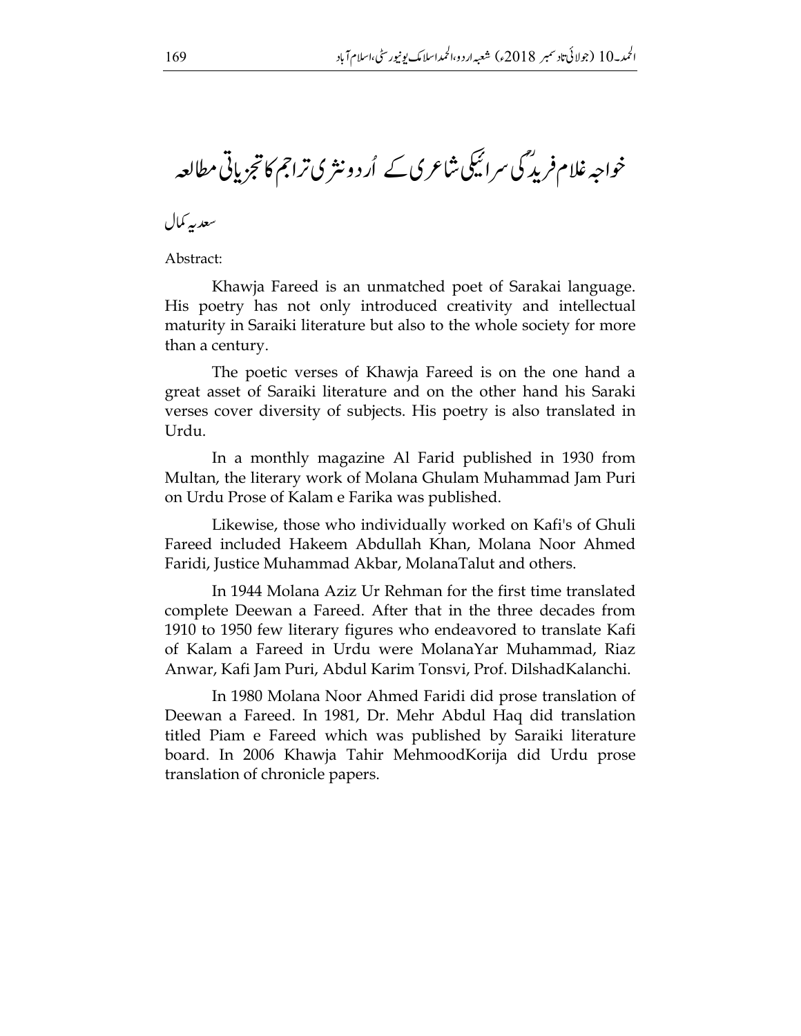# خواجہ غلام فریدؒ کی سرائیکی شاعری کے اُردو نثری تراجم کا تجزیاتی مطالعہ

سعدیہ کمال

Abstract:

Khawja Fareed is an unmatched poet of Sarakai language. His poetry has not only introduced creativity and intellectual maturity in Saraiki literature but also to the whole society for more than a century.

The poetic verses of Khawja Fareed is on the one hand a great asset of Saraiki literature and on the other hand his Saraki verses cover diversity of subjects. His poetry is also translated in Urdu.

In a monthly magazine Al Farid published in 1930 from Multan, the literary work of Molana Ghulam Muhammad Jam Puri on Urdu Prose of Kalam e Farika was published.

Likewise, those who individually worked on Kafi's of Ghuli Fareed included Hakeem Abdullah Khan, Molana Noor Ahmed Faridi, Justice Muhammad Akbar, MolanaTalut and others.

In 1944 Molana Aziz Ur Rehman for the first time translated complete Deewan a Fareed. After that in the three decades from 1910 to 1950 few literary figures who endeavored to translate Kafi of Kalam a Fareed in Urdu were MolanaYar Muhammad, Riaz Anwar, Kafi Jam Puri, Abdul Karim Tonsvi, Prof. DilshadKalanchi.

In 1980 Molana Noor Ahmed Faridi did prose translation of Deewan a Fareed. In 1981, Dr. Mehr Abdul Haq did translation titled Piam e Fareed which was published by Saraiki literature board. In 2006 Khawja Tahir MehmoodKorija did Urdu prose translation of chronicle papers.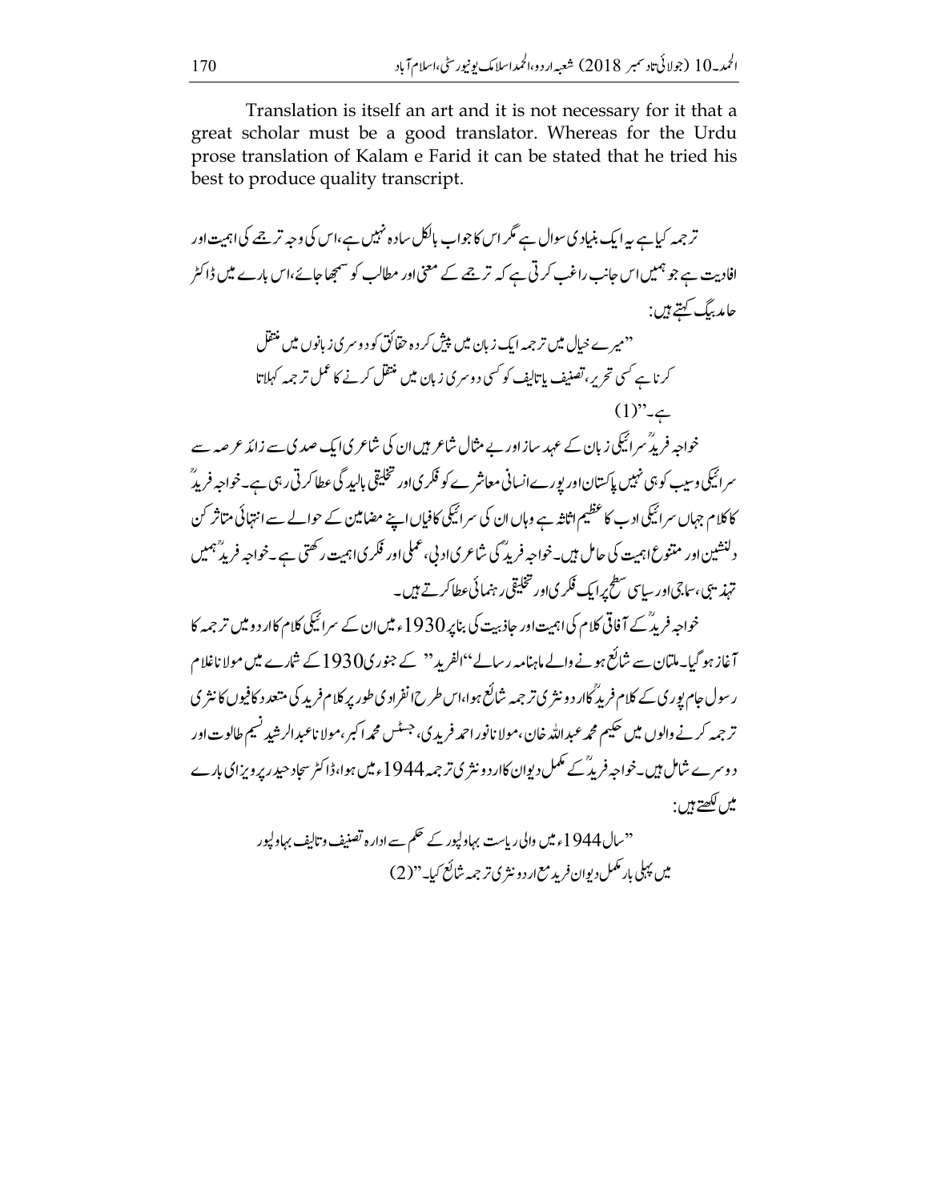Translation is itself an art and it is not necessary for it that a great scholar must be a good translator. Whereas for the Urdu prose translation of Kalam e Farid it can be stated that he tried his best to produce quality transcript.

ترجمہ کیا ہے یہ ایک بنیادی سوال ہے مگر اس کا جواب بالکل سادہ نہیں ہے، اس کی وجہ ترجمے کی اہمیت اور افادیت ہے جو ہمیں اس جانب راغب کرتی ہے کہ ترجمے کے معنی اور مطالب کو سمجھا جائے، اس بارے میں ڈاکٹر حامد بیگ کہتے ہیں:

> "میرے خیال میں ترجمہ ایک زبان میں پیش کردہ حقائق کو دوسری زبانوں میں منتقل کرنا ہے کسی تحریر، تصنیف یا تالیف کو کسی دوسری زبان میں منتقل کرنے کا عمل ترجمہ کہلاتا ہے۔"(1)

خواجہ فریدؒ سرائیکی زبان کے عہد ساز اور بے مثال شاعر ہیں ان کی شاعری ایک صدی سے زائد عرصہ سے سرائیکی وسیب کو ہی نہیں پاکستان اور پورے انسانی معاشرے کو فکری اور تخلیقی بالیدگی عطا کرتی رہی ہے۔ خواجہ فریدؒ کا کلام جہاں سرائیکی ادب کا عظیم اثاثہ ہے وہاں ان کی سرائیکی کافیاں اپنے مضامین کے حوالے سے انتہائی متاثر کن دلنشین اور متنوع اہمیت کی حامل ہیں۔ خواجہ فریدؒ کی شاعری ادبی، عملی اور فکری اہمیت رکھتی ہے۔ خواجہ فریدؒ ہمیں تہذیبی، سماجی اور سیاسی سطح پر ایک فکری اور تخلیقی رہنمائی عطا کرتے ہیں۔

خواجہ فریدؒ کے آفاقی کلام کی اہمیت اور جاذبیت کی بنا پر 1930ء میں ان کے سرائیکی کلام کا اردو میں ترجمہ کا آغاز ہو گیا۔ ملتان سے شائع ہونے والے ماہنامہ رسالے "الفرید" کے جنوری 1930 کے شمارے میں مولانا غلام رسول جام پوری کے کلام فریدؒ کا اردو نثری ترجمہ شائع ہوا، اس طرح انفرادی طور پر کلام فرید کی متعدد کافیوں کا نثری ترجمہ کرنے والوں میں حکیم محمد عبداللہ خان، مولانا نور احمد فریدی، جسٹس محمد اکبر، مولانا عبدالرشید نسیم طالوت اور دوسرے شامل ہیں۔ خواجہ فریدؒ کے مکمل دیوان کا اردو نثری ترجمہ 1944ء میں ہوا، ڈاکٹر سجاد حیدر پرویز اسی بارے میں لکھتے ہیں:

> "سال 1944ء میں والی ریاست بہاولپور کے حکم سے ادارہ تصنیف و تالیف بہاولپور میں پہلی بار مکمل دیوان فرید مع اردو نثری ترجمہ شائع کیا۔"(2)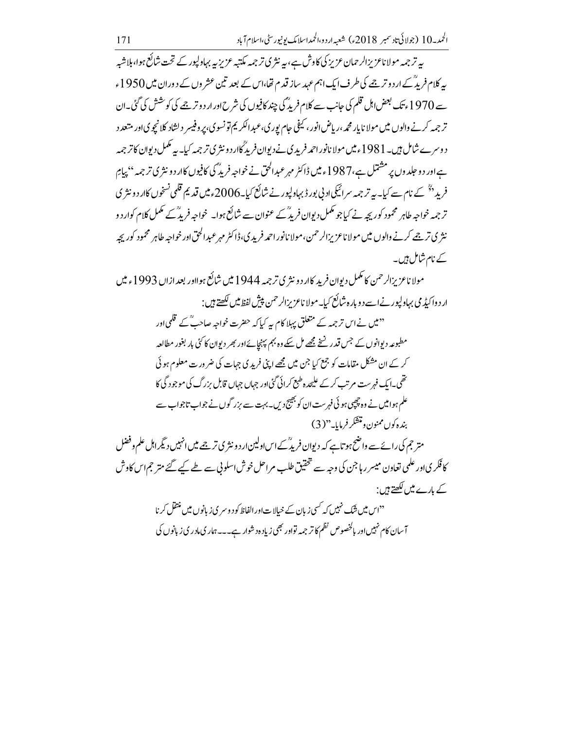یہ ترجمہ مولانا عزیزالرحمان عزیز کی کاوش ہے، یہ نثری ترجمہ مکتبہ عزیزیہ بہاولپور کے تحت شائع ہوا، بلاشبہ یہ کلام فریدؒ کے اردو ترجمے کی طرف ایک اہم عہد ساز قدم تھا،اس کے بعد تین عشروں کے دوران میں 1950ء سے 1970ء تک بعض اہل قلم کی جانب سے کلام فریدؒ کی چند کافیوں کی شرح اور اردو ترجمے کی کوشش کی گئی۔ان ترجمہ کرنے والوں میں مولانا یار محمد، ریاض انور، کیفی جام پوری، عبدالکریم تونسوی، پروفیسر دلشاد کلانچوی اور متعدد دوسرے شامل ہیں۔ 1981ء میں مولانا نور احمد فریدی نے دیوان فریدؒ کا اردو نثری ترجمہ کیا۔ یہ مکمل دیوان کا ترجمہ ہے اور دو جلدوں پر مشتمل ہے، 1987ء میں ڈاکٹر مہر عبدالحق نے خواجہ فریدؒ کی کافیوں کا اردو نثری ترجمہ "پیامِ فریدؒ" کے نام سے کیا۔ یہ ترجمہ سرائیکی ادبی بورڈ بہاولپور نے شائع کیا۔ 2006ء میں قدیم قلمی نسخوں کا اردو نثری ترجمہ خواجہ طاہر محمود کوریجہ نے کیا جو مکمل دیوان فریدؒ کے عنوان سے شائع ہوا۔ خواجہ فریدؒ کے مکمل کلام کو اردو نثری ترجمے کرنے والوں میں مولانا عزیزالرحمن، مولانا نور احمد فریدی، ڈاکٹر مہر عبدالحق اور خواجہ طاہر محمود کوریجہ کے نام شامل ہیں۔

مولانا عزیزالرحمن کا مکمل دیوان فرید کا اردو نثری ترجمہ 1944 میں شائع ہوا اور بعد ازاں 1993ء میں اردو اکیڈمی بہاولپور نے اسے دوبارہ شائع کیا۔ مولانا عزیزالرحمن پیش لفظ میں لکھتے ہیں:

> "میں نے اس ترجمہ کے متعلق پہلا کام یہ کیا کہ حضرت خواجہ صاحبؒ کے قلمی اور مطبوعہ دیوانوں کے جس قدر نسخے مجھے مل سکے وہ بہم پہنچائے اور پھر دیوان کا کئی بار بغور مطالعہ کر کے ان مشکل مقامات کو جمع کیا جن میں مجھے اپنی فریدی جہات کی ضرورت معلوم ہوئی تھی۔ایک فہرست مرتب کر کے علیحدہ طبع کرائی گئی اور جہاں جہاں قابل بزرگ کی موجودگی کا علم ہوا میں نے وہ چھپی ہوئی فہرست ان کو بھیج دیں۔بہت سے بزرگوں نے جواب تاجواب سے بندہ کو ممنون و متشکر فرمایا۔"(3)

مترجم کی رائے سے واضح ہوتا ہے کہ دیوان فریدؒ کے اس اولین اردو نثری ترجمے میں انہیں دیگر اہل علم و فضل کا فکری اور علمی تعاون میسر رہا جن کی وجہ سے تحقیق طلب مراحل خوش اسلوبی سے طے کیے گئے مترجم اس کاوش کے بارے میں لکھتے ہیں:

> "اس میں شک نہیں کہ کسی زبان کے خیالات اور الفاظ کو دوسری زبانوں میں منتقل کرنا آسان کام نہیں اور بالخصوص نظم کا ترجمہ تو اور بھی زیادہ دشوار ہے۔۔۔ ہماری مادری زبانوں کی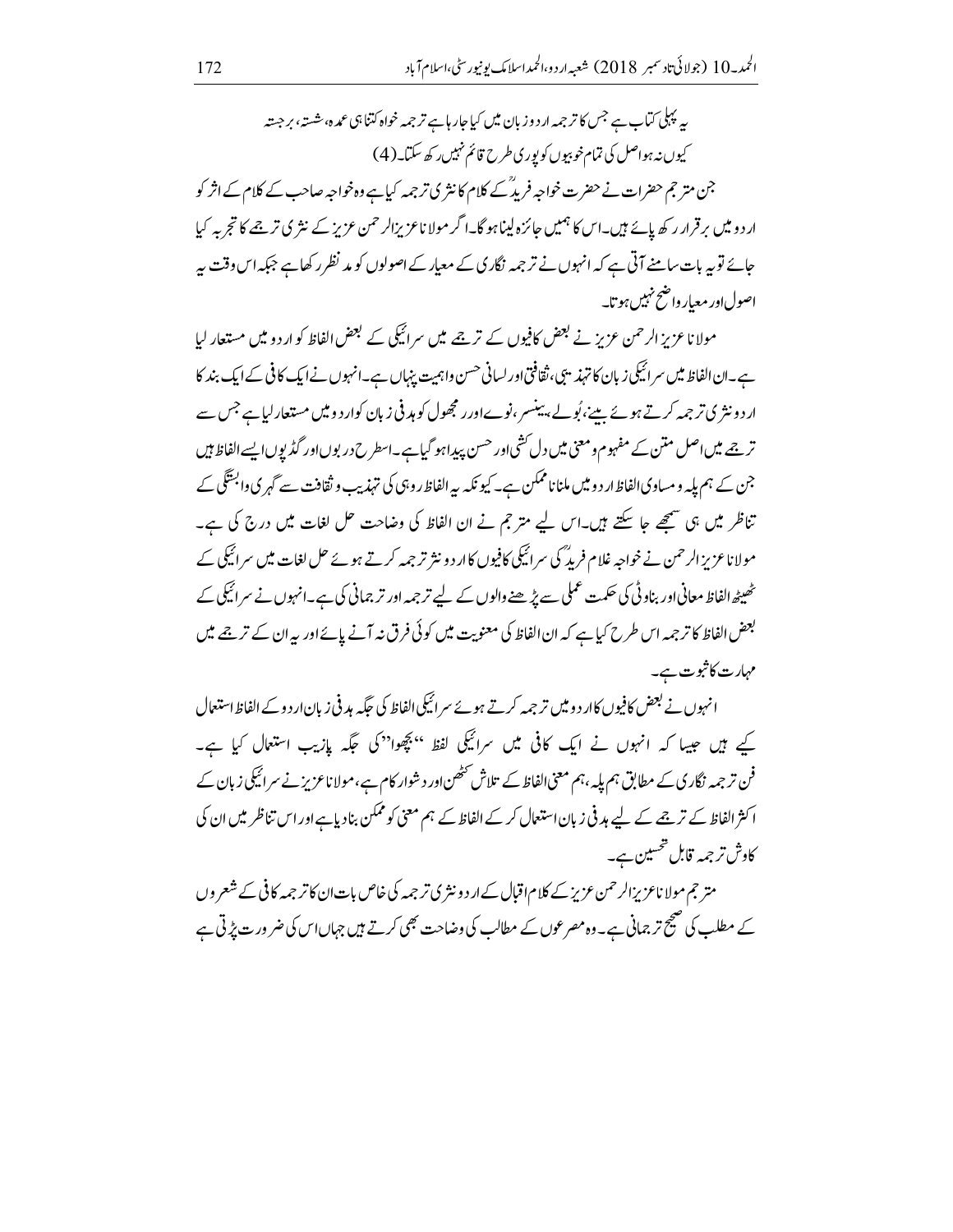یہ پہلی کتاب ہے جس کا ترجمہ اردو زبان میں کیا جا رہا ہے ترجمہ خواہ کتنا ہی عمدہ، شستہ، برجستہ کیوں نہ ہو اصل کی تمام خوبیوں کو پوری طرح قائم نہیں رکھ سکتا۔(4)

جن مترجم حضرات نے حضرت خواجہ فریدؒ کے کلام کا نثری ترجمہ کیا ہے وہ خواجہ صاحب کے کلام کے اثر کو اردو میں برقرار رکھ پائے ہیں۔اس کا ہمیں جائزہ لینا ہوگا۔اگر مولانا عزیزالرحمن عزیز کے نثری ترجمے کا تجربہ کیا جائے تو یہ بات سامنے آتی ہے کہ انہوں نے ترجمہ نگاری کے معیار کے اصولوں کو مدنظر رکھا ہے جبکہ اس وقت یہ اصول اور معیار واضح نہیں ہوتا۔

مولانا عزیزالرحمن عزیز نے بعض کافیوں کے ترجمے میں سرائیکی کے بعض الفاظ کو اردو میں مستعار لیا ہے۔ان الفاظ میں سرائیکی زبان کا تہذیبی، ثقافتی اور لسانی حسن و اہمیت پنہاں ہے۔انہوں نے ایک کافی کے ایک بند کا اردو نثری ترجمہ کرتے ہوئے بیئے، بُولے، بینسر، نوے اور رمجھول کو ہدفی زبان کو اردو میں مستعار لیا ہے جس سے ترجمے میں اصل متن کے مفہوم و معنی میں دل کشی اور حسن پیدا ہو گیا ہے۔اسطرح دربوں اور گڈپوں ایسے الفاظ ہیں جن کے ہم پلہ و مساوی الفاظ اردو میں ملنا ناممکن ہے۔کیونکہ یہ الفاظ روہی کی تہذیب و ثقافت سے گہری وابستگی کے تناظر میں ہی سمجھے جا سکتے ہیں۔اس لیے مترجم نے ان الفاظ کی وضاحت حل لغات میں درج کی ہے۔مولانا عزیزالرحمن نے خواجہ غلام فریدؒ کی سرائیکی کافیوں کا اردو نثر ترجمہ کرتے ہوئے حل لغات میں سرائیکی کے ٹھیٹھ الفاظ معانی اور بناوٹی کی حکمت عملی سے پڑھنے والوں کے لیے ترجمہ اور ترجمانی کی ہے۔انہوں نے سرائیکی کے بعض الفاظ کا ترجمہ اس طرح کیا ہے کہ ان الفاظ کی معنویت میں کوئی فرق نہ آنے پائے اور یہ ان کے ترجمے میں مہارت کا ثبوت ہے۔

انہوں نے بعض کافیوں کا اردو میں ترجمہ کرتے ہوئے سرائیکی الفاظ کی جگہ ہدفی زبان اردو کے الفاظ استعمال کیے ہیں جیسا کہ انہوں نے ایک کافی میں سرائیکی لفظ ''بچھوا'' کی جگہ پازیب استعمال کیا ہے۔فن ترجمہ نگاری کے مطابق ہم پلہ، ہم معنی الفاظ کے تلاش کٹھن اور دشوار کام ہے، مولانا عزیز نے سرائیکی زبان کے اکثر الفاظ کے ترجمے کے لیے ہدفی زبان استعمال کر کے الفاظ کے ہم معنی کو ممکن بنا دیا ہے اور اس تناظر میں ان کی کاوش ترجمہ قابل تحسین ہے۔

مترجم مولانا عزیزالرحمن عزیز کے کلام اقبال کے اردو نثری ترجمہ کی خاص بات ان کا ترجمہ کافی کے شعروں کے مطلب کی صحیح ترجمانی ہے۔وہ مصرعوں کے مطالب کی وضاحت بھی کرتے ہیں جہاں اس کی ضرورت پڑتی ہے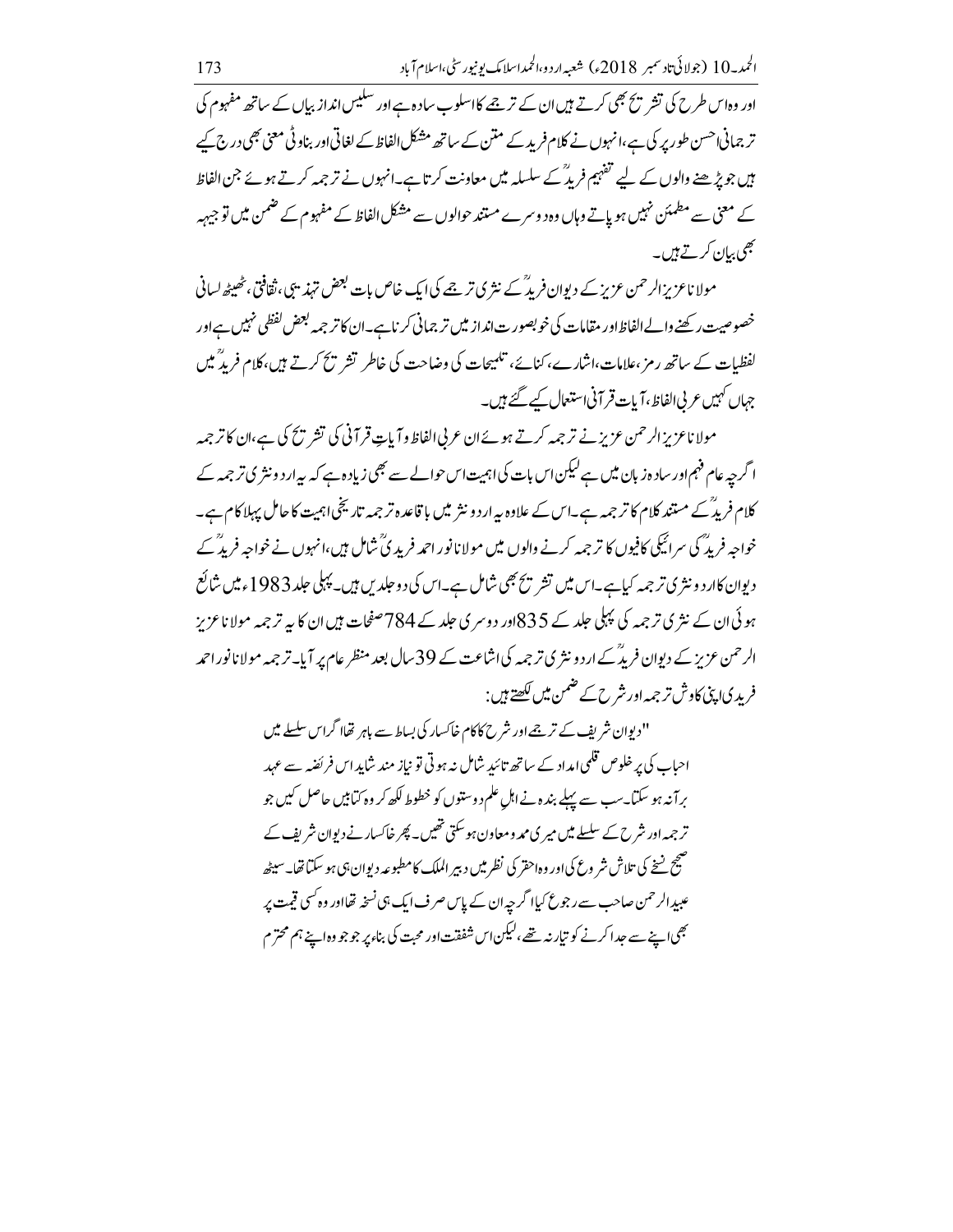اور وہ اس طرح کی تشریح بھی کرتے ہیں ان کے ترجمے کا اسلوب سادہ ہے اور سلیس انداز بیاں کے ساتھ مفہوم کی ترجمانی احسن طور پر کی ہے، انہوں نے کلام فرید کے متن کے ساتھ مشکل الفاظ کے لغاتی اور بناوٹی معنی بھی درج کیے ہیں جو پڑھنے والوں کے لیے تفہیم فریدؒ کے سلسلہ میں معاونت کرتا ہے۔ انہوں نے ترجمہ کرتے ہوئے جن الفاظ کے معنی سے مطمئن نہیں ہو پاتے وہاں وہ دوسرے مستند حوالوں سے مشکل الفاظ کے مفہوم کے ضمن میں توجیہہ بھی بیان کرتے ہیں۔

مولانا عزیز الرحمن عزیز کے دیوان فریدؒ کے نثری ترجمے کی ایک خاص بات بعض تہذیبی، ثقافتی، ٹھیٹھ لسانی خصوصیت رکھنے والے الفاظ اور مقامات کی خوبصورت انداز میں ترجمانی کرنا ہے۔ ان کا ترجمہ بعض لفظی نہیں ہے اور لفظیات کے ساتھ رمز، علامات، اشارے، کنائے، تلمیحات کی وضاحت کی خاطر تشریح کرتے ہیں، کلام فریدؒ میں جہاں کہیں عربی الفاظ، آیات قرآنی استعمال کیے گئے ہیں۔

مولانا عزیز الرحمن عزیز نے ترجمہ کرتے ہوئے ان عربی الفاظ و آیاتِ قرآنی کی تشریح کی ہے، ان کا ترجمہ اگرچہ عام فہم اور سادہ زبان میں ہے لیکن اس بات کی اہمیت اس حوالے سے بھی زیادہ ہے کہ یہ اردو نثری ترجمہ کے کلام فریدؒ کے مستند کلام کا ترجمہ ہے۔ اس کے علاوہ یہ اردو نثر میں باقاعدہ ترجمہ تاریخی اہمیت کا حامل پہلا کام ہے۔ خواجہ فریدؒ کی سرائیکی کافیوں کا ترجمہ کرنے والوں میں مولانا نور احمد فریدیؒ شامل ہیں، انہوں نے خواجہ فریدؒ کے دیوان کا اردو نثری ترجمہ کیا ہے۔ اس میں تشریح بھی شامل ہے۔ اس کی دو جلدیں ہیں۔ پہلی جلد 1983ء میں شائع ہوئی ان کے نثری ترجمہ کی پہلی جلد کے 835 اور دوسری جلد کے 784 صفحات ہیں ان کا یہ ترجمہ مولانا عزیز الرحمن عزیز کے دیوان فریدؒ کے اردو نثری ترجمہ کی اشاعت کے 39 سال بعد منظر عام پر آیا۔ ترجمہ مولانا نور احمد فریدی اپنی کاوش ترجمہ اور شرح کے ضمن میں لکھتے ہیں:

> "دیوان شریف کے ترجمے اور شرح کا کام خاکسار کی بساط سے باہر تھا اگر اس سلسلے میں احباب کی پر خلوص قلمی امداد کے ساتھ تائید شامل نہ ہوتی تو نیاز مند شاید اس فریضہ سے عہد برآنہ ہو سکتا۔ سب سے پہلے بندہ نے اہلِ علم دوستوں کو خطوط لکھ کر وہ کتابیں حاصل کیں جو ترجمہ اور شرح کے سلسلے میں میری ممد و معاون ہو سکتی تھیں۔ پھر خاکسار نے دیوان شریف کے صحیح نسخے کی تلاش شروع کی اور وہ احقر کی نظر میں دبیر الملک کا مطبوعہ دیوان ہی ہو سکتا تھا۔ سیٹھ عبید الرحمن صاحب سے رجوع کیا اگرچہ ان کے پاس صرف ایک ہی نسخہ تھا اور وہ کسی قیمت پر بھی اپنے سے جدا کرنے کو تیار نہ تھے، لیکن اس شفقت اور محبت کی بناء پر جو جو وہ اپنے ہم محترم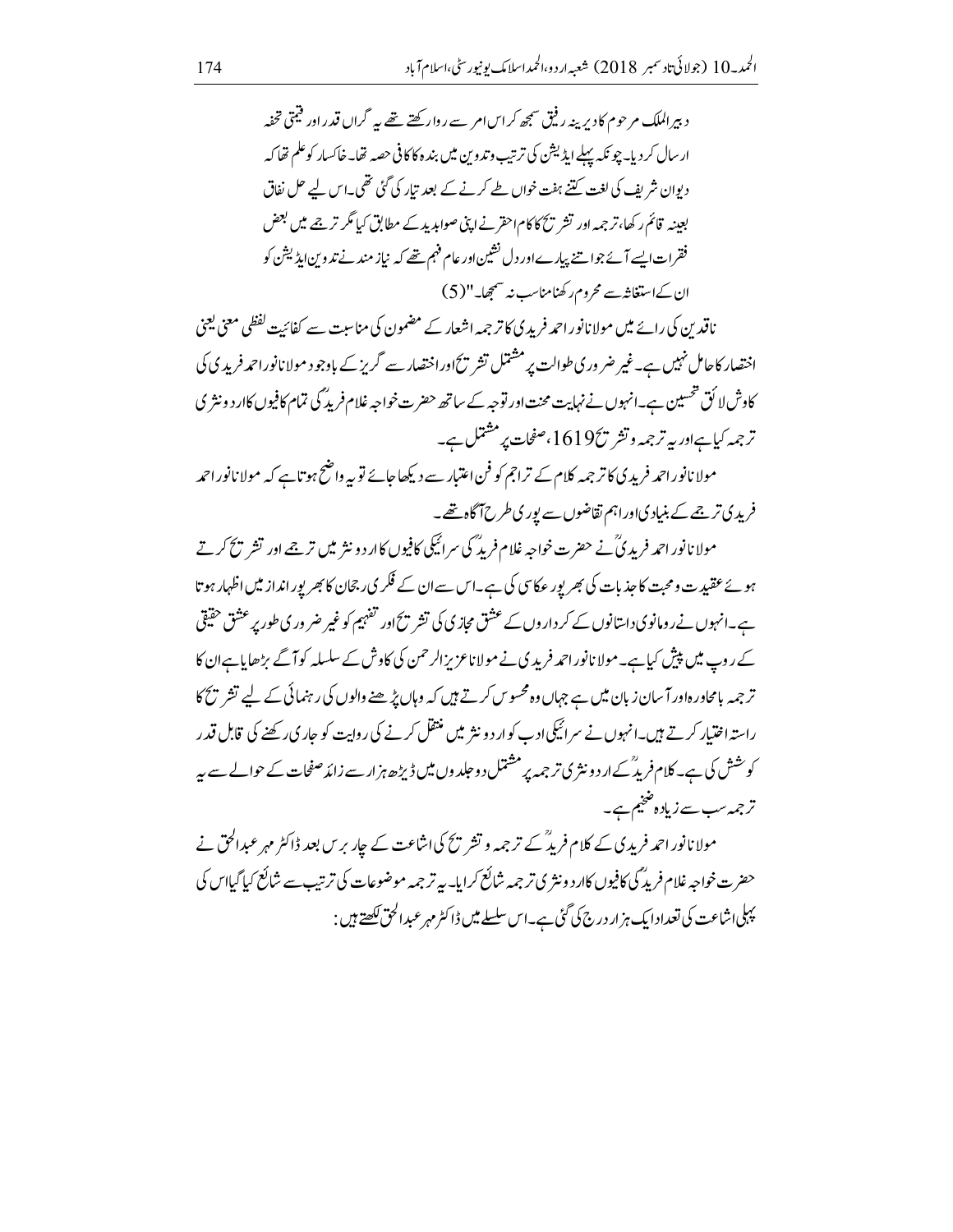> دبیرالملک مرحوم کا دیرینہ رفیق سمجھ کر اس امر سے روا رکھتے تھے یہ گراں قدر اور قیمتی تحفہ ارسال کر دیا۔ چونکہ پہلے ایڈیشن کی ترتیب وتدوین میں بندہ کا کافی حصہ تھا۔ خاکسار کو علم تھا کہ دیوان شریف کی لغت کتنے ہفت خواں طے کرنے کے بعد تیار کی گئی تھی۔ اس لیے حل نفاق بعینہ قائم رکھا، ترجمہ اور تشریح کا کام احقر نے اپنی صوابدید کے مطابق کیا مگر ترجمے میں بعض فقرات ایسے آئے جو اتنے پیارے اور دل نشین اور عام فہم تھے کہ نیاز مند نے تدوین ایڈیشن کو ان کے استفاشہ سے محروم رکھنا مناسب نہ سمجھا۔"(5)

ناقدین کی رائے میں مولانا نور احمد فریدی کا ترجمہ اشعار کے مضمون کی مناسبت سے کفائیت لفظی معنی یعنی اختصار کا حامل نہیں ہے۔ غیر ضروری طوالت پر مشتمل تشریح اور اختصار سے گریز کے باوجود مولانا نور احمد فریدی کی کاوش لائق تحسین ہے۔ انہوں نے نہایت محنت اور توجہ کے ساتھ حضرت خواجہ غلام فریدؒ کی تمام کافیوں کا اردو نثری ترجمہ کیا ہے اور یہ ترجمہ و تشریح 1619، صفحات پر مشتمل ہے۔

مولانا نور احمد فریدی کا ترجمہ کلام کے تراجم کو فنی اعتبار سے دیکھا جائے تو یہ واضح ہوتا ہے کہ مولانا نور احمد فریدی ترجمے کے بنیادی اور اہم تقاضوں سے پوری طرح آگاہ تھے۔

مولانا نور احمد فریدیؒ نے حضرت خواجہ غلام فریدؒ کی سرائیکی کافیوں کا اردو نثر میں ترجمے اور تشریح کرتے ہوئے عقیدت و محبت کا جذبات کی بھرپور عکاسی کی ہے۔ اس سے ان کے فکری رجحان کا بھرپور انداز میں اظہار ہوتا ہے۔ انہوں نے رومانوی داستانوں کے کرداروں کے عشق مجازی کی تشریح اور تفہیم کو غیر ضروری طور پر عشق حقیقی کے روپ میں پیش کیا ہے۔ مولانا نور احمد فریدی نے مولانا عزیز الرحمن کی کاوش کے سلسلہ کو آگے بڑھایا ہے ان کا ترجمہ بامحاورہ اور آسان زبان میں ہے جہاں وہ محسوس کرتے ہیں کہ وہاں پڑھنے والوں کی رہنمائی کے لیے تشریح کا راستہ اختیار کرتے ہیں۔ انہوں نے سرائیکی ادب کو اردو نثر میں منتقل کرنے کی روایت کو جاری رکھنے کی قابل قدر کوشش کی ہے۔ کلام فریدؒ کے اردو نثری ترجمہ پر مشتمل دو جلدوں میں ڈیڑھ ہزار سے زائد صفحات کے حوالے سے یہ ترجمہ سب سے زیادہ ضخیم ہے۔

مولانا نور احمد فریدی کے کلام فریدؒ کے ترجمہ و تشریح کی اشاعت کے چار برس بعد ڈاکٹر مہر عبدالحق نے حضرت خواجہ غلام فریدؒ کی کافیوں کا اردو نثری ترجمہ شائع کرایا۔ یہ ترجمہ موضوعات کی ترتیب سے شائع کیا گیا اس کی پہلی اشاعت کی تعداد ایک ہزار درج کی گئی ہے۔ اس سلسلے میں ڈاکٹر مہر عبدالحق لکھتے ہیں: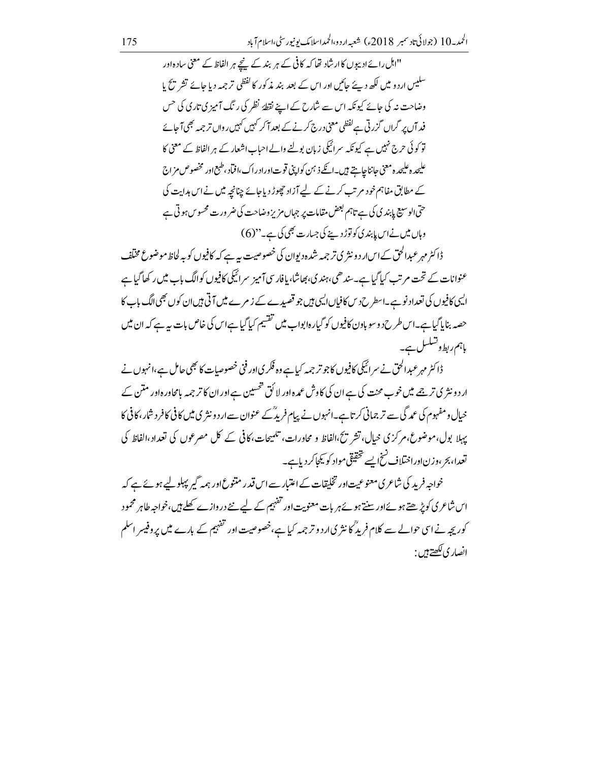"اہل رائے ادیبوں کا ارشاد تھا کہ کافی کے ہر بند کے نیچے ہر الفاظ کے معنی سادہ اور سلیس اردو میں لکھ دیئے جائیں اور اس کے بعد بند مذکور کا لفظی ترجمہ دیا جائے تشریح یا وضاحت نہ کی جائے کیونکہ اس سے شارح کے اپنے نقطۂ نظر کی رنگ آمیزی تاری کی حس فد آں پر گراں گزرتی ہے لفظی معنی درج کرنے کے بعد آکر کہیں کہیں رواں ترجمہ بھی آجائے تو کوئی حرج نہیں ہے کیونکہ سرائیکی زبان بولنے والے احباب اشعار کے ہر الفاظ کے معنی کا علیحدہ علیحدہ معنی جاننا چاہتے ہیں۔انکے ذہن کو اپنی قوت اور ادراک، افتاد، طبع اور مخصوص مزاج کے مطابق مفاہم خود مرتب کرنے کے لیے آزاد چھوڑ دیا جائے چنانچہ میں نے اس ہدایت کی حتی الوسیع پابندی کی ہے تاہم بعض مقامات پر جہاں مزید وضاحت کی ضرورت محسوس ہوتی ہے وہاں میں نے اس پابندی کو توڑ دینے کی جسارت بھی کی ہے۔"(6)

ڈاکٹر مہر عبدالحق کے اس اردو نثری ترجمہ شدہ دیوان کی خصوصیت یہ ہے کہ کافیوں کو بہ لحاظ موضوع مختلف عنوانات کے تحت مرتب کیا گیا ہے۔سندھی، ہندی، بھاشا، یا فارسی آمیز سرائیکی کافیوں کو الگ باب میں رکھا گیا ہے ایسی کافیوں کی تعداد نو ہے۔اسطرح دس کافیاں ایسی ہیں جو قصیدے کے زمرے میں آتی ہیں ان کوں بھی الگ باب کا حصہ بنایا گیا ہے۔اس طرح دو سو باون کافیوں کو گیارہ ابواب میں تقسیم کیا گیا ہے اس کی خاص بات یہ ہے کہ ان میں باہم ربط و تسلسل ہے۔

ڈاکٹر مہر عبدالحق نے سرائیکی کافیوں کا جو ترجمہ کیا ہے وہ فکری اور فنی خصوصیات کا بھی حامل ہے، انہوں نے اردو نثری ترجمے میں خوب محنت کی ہے ان کی کاوش عمدہ اور لائق تحسین ہے اور ان کا ترجمہ بامحاورہ اور متن کے خیال و مفہوم کی عمدگی سے ترجمانی کرتا ہے۔انہوں نے پیامِ فریدؒ کے عنوان سے اردو نثری میں کافی کا فرد شمار، کافی کا پہلا بول، موضوع، مرکزی خیال، تشریح، الفاظ و محاورات، تلمیحات، کافی کے کل مصرعوں کی تعداد، الفاظ کی تعدا، بحر، وزن اور اختلاف نسخ ایسے تحقیقی مواد کو یکجا کر دیا ہے۔

خواجہ فرید کی شاعری معنویت اور تخلیقات کے اعتبار سے اس قدر متنوع اور ہمہ گیر پہلو لیے ہوئے ہے کہ اس شاعری کو پڑھتے ہوئے اور سنتے ہوئے ہر بات معنویت اور تفہیم کے لیے نئے دروازے کھلے ہیں، خواجہ طاہر محمود کوریجہ نے اسی حوالے سے کلام فریدؒ کا نثری اردو ترجمہ کیا ہے، خصوصیت اور تفہیم کے بارے میں پروفیسر اسلم انصاری لکھتے ہیں: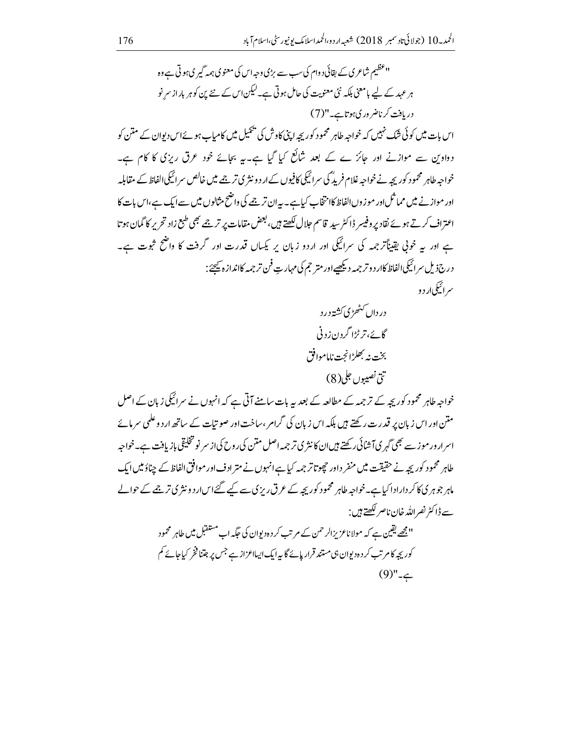"عظیم شاعری کے بقائے دوام کی سب سے بڑی وجہ اس کی معنوی ہمہ گیری ہوتی ہے وہ ہر عہد کے لیے بامعنی بلکہ نئی معنویت کی حامل ہوتی ہے۔ لیکن اس کے نئے پن کو ہر بار از سرِ نو دریافت کرنا ضروری ہوتا ہے۔"(7)

اس بات میں کوئی شک نہیں کہ خواجہ طاہر محمود کوریجہ اپنی کاوش کی تکمیل میں کامیاب ہوئے اس دیوان کے متن کو دواوین سے موازنے اور جائزے کے بعد شائع کیا گیا ہے۔ یہ بجائے خود عرق ریزی کا کام ہے۔ خواجہ طاہر محمود کوریجہ نے خواجہ غلام فریدؒ کی سرائیکی کافیوں کے اردو نثری ترجمے میں خالص سرائیکی الفاظ کے مقابلہ اور موازنے میں مماثل اور موزوں الفاظ کا انتخاب کیا ہے۔ یہ ان ترجمے کی واضح مثالوں میں سے ایک ہے، اس بات کا اعتراف کرتے ہوئے نقاد پروفیسر ڈاکٹر سید قاسم جلال لکھتے ہیں، بعض مقامات پر ترجمے بھی طبع زاد تحریر کا گمان ہوتا ہے اور یہ خوبی یقیناً ترجمہ کی سرائیکی اور اردو زبان پر یکساں قدرت اور گرفت کا واضح ثبوت ہے۔ درج ذیل سرائیکی الفاظ کا اردو ترجمہ دیکھیے اور مترجم کی مہارتِ فنِ ترجمہ کا اندازہ کیجئے:

سرائیکی اردو

درداں کٹھڑی کشتہ درد

گاٸے، ترٹڑا گردن زدنی

بخت نہ بھلڑا نجت ناموافق

تتی نصیبوں جلی(8)

خواجہ طاہر محمود کوریجہ کے ترجمہ کے مطالعہ کے بعد یہ بات سامنے آتی ہے کہ انہوں نے سرائیکی زبان کے اصل متن اور اس زبان پر قدرت رکھتے ہیں بلکہ اس زبان کی گرامر، ساخت اور صوتیات کے ساتھ اردو علمی سرمائے اسرار اور موز سے بھی گہری آشنائی رکھتے ہیں ان کا نثری ترجمہ اصل متن کی روح کی از سرِ نو تخلیقی بازیافت ہے۔ خواجہ طاہر محمود کوریجہ نے حقیقت میں منفرد اور چھوتا ترجمہ کیا ہے انہوں نے مترادف اور موافق الفاظ کے چناؤ میں ایک ماہر جوہری کا کردار ادا کیا ہے۔ خواجہ طاہر محمود کوریجہ کے عرق ریزی سے کیے گئے اس اردو نثری ترجمے کے حوالے سے ڈاکٹر نصر اللہ خان ناصر لکھتے ہیں:

"مجھے یقین ہے کہ مولانا عزیز الرحمن کے مرتب کردہ دیوان کی جگہ اب مستقبل میں طاہر محمود کوریجہ کا مرتب کردہ دیوان ہی مستند قرار پائے گا یہ ایک ایسا اعزاز ہے جس پر جتنا فخر کیا جائے کم ہے۔"(9)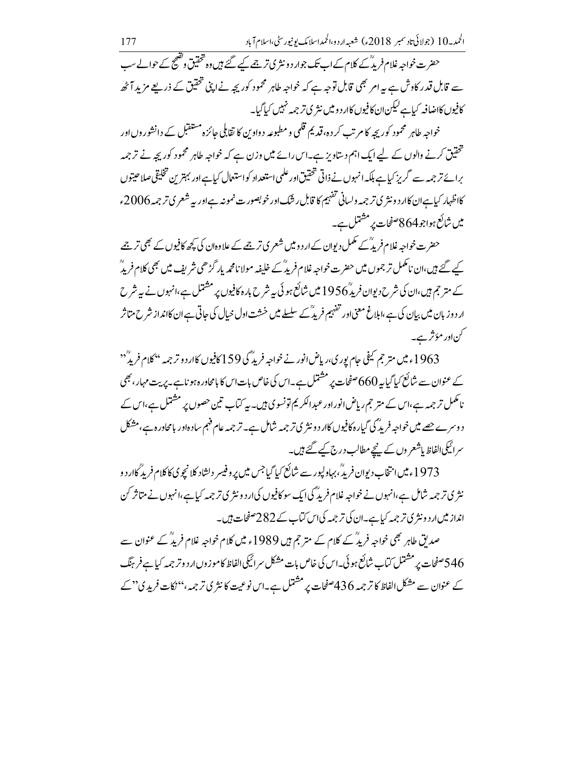حضرت خواجہ غلام فریدؒ کے کلام کے اب تک جو اردو نثری ترجمے کیے گئے ہیں وہ تحقیق و تصحیح کے حوالے سب سے قابل قدر کاوش ہے یہ امر بھی قابل توجہ ہے کہ خواجہ طاہر محمود کوریجہ نے اپنی تحقیق کے ذریعے مزید آٹھ کافیوں کا اضافہ کیا ہے لیکن ان کافیوں کا اردو میں نثری ترجمہ نہیں کیا گیا۔

خواجہ طاہر محمود کوریجہ کا مرتب کردہ، قدیم قلمی و مطبوعہ دواوین کا تقابلی جائزہ مستقبل کے دانشوروں اور تحقیق کرنے والوں کے لیے ایک اہم دستاویز ہے۔ اس رائے میں وزن ہے کہ خواجہ طاہر محمود کوریجہ نے ترجمہ برائے ترجمہ سے گریز کیا ہے بلکہ انہوں نے ذاتی تحقیق اور علمی استعداد کو استعمال کیا ہے اور بہترین تخلیقی صلاحیتوں کا اظہار کیا ہے ان کا اردو نثری ترجمہ و لسانی تفہیم کا قابل رشک اور خوبصورت نمونہ ہے اور یہ شعری ترجمہ 2006ء میں شائع ہوا جو 864 صفحات پر مشتمل ہے۔

حضرت خواجہ غلام فریدؒ کے مکمل دیوان کے اردو میں شعری ترجمے کے علاوہ ان کی کچھ کافیوں کے بھی ترجمے کیے گئے ہیں، ان نامکمل ترجموں میں حضرت خواجہ غلام فریدؒ کے خلیفہ مولانا محمد یار گڑھی شریف میں بھی کلام فریدؒ کے مترجم ہیں، ان کی شرح دیوان فریدؒ 1956 میں شائع ہوئی یہ شرح بارہ کافیوں پر مشتمل ہے، انہوں نے یہ شرح اردو زبان میں بیان کی ہے، ابلاغ معنی اور تفہیم فریدؒ کے سلسلے میں خشت اول خیال کی جاتی ہے ان کا انداز شرح متاثر کن اور مؤثر ہے۔

1963ء میں مترجم کیفی جام پوری، ریاض انور نے خواجہ فریدؒ کی 159 کافیوں کا اردو ترجمہ "کلام فریدؒ" کے عنوان سے شائع کیا گیا یہ 660 صفحات پر مشتمل ہے۔ اس کی خاص بات اس کا بامحاورہ ہونا ہے۔ پریت مہار، بھی نامکمل ترجمہ ہے، اس کے مترجم ریاض انور اور عبدالکریم تونسوی ہیں۔ یہ کتاب تین حصوں پر مشتمل ہے، اس کے دوسرے حصے میں خواجہ فریدؒ کی گیارہ کافیوں کا اردو نثری ترجمہ شامل ہے۔ ترجمہ عام فہم سادہ اور بامحاورہ ہے، مشکل سرائیکی الفاظ یا شعروں کے نیچے مطالب درج کیے گئے ہیں۔

1973ء میں انتخاب دیوان فریدؒ، بہاولپور سے شائع کیا گیا جس میں پروفیسر دلشاد کلانچوی کا کلام فریدؒ کا اردو نثری ترجمہ شامل ہے، انہوں نے خواجہ غلام فریدؒ کی ایک سو کافیوں کی اردو نثری ترجمہ کیا ہے، انہوں نے متاثر کن انداز میں اردو نثری ترجمہ کیا ہے۔ ان کی ترجمہ کی اس کتاب کے 282 صفحات ہیں۔

صدیق طاہر بھی خواجہ فریدؒ کے کلام کے مترجم ہیں 1989ء میں کلام خواجہ غلام فریدؒ کے عنوان سے 546 صفحات پر مشتمل کتاب شائع ہوئی۔ اس کی خاص بات مشکل سرائیکی الفاظ کا موزوں اردو ترجمہ کیا ہے فرہنگ کے عنوان سے مشکل الفاظ کا ترجمہ 436 صفحات پر مشتمل ہے۔ اس نوعیت کا نثری ترجمہ، "نکات فریدی" کے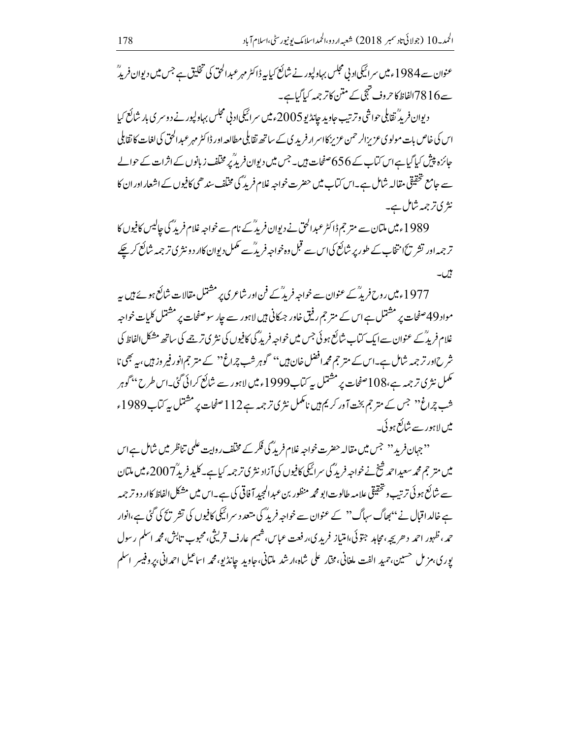عنوان سے 1984ء میں سرائیکی ادبی مجلس بہاولپور نے شائع کیا یہ ڈاکٹر مہر عبدالحق کی تخلیق ہے جس میں دیوان فریدؒ سے 7816 الفاظ کا حروف تہجی کے متن کا ترجمہ کیا گیا ہے۔

دیوان فریدؒ تقابلی حواشی و ترتیب جاوید چانڈیو 2005ء میں سرائیکی ادبی مجلس بہاولپور نے دوسری بار شائع کیا اس کی خاص بات مولوی عزیزالرحمن عزیز کا اسرار فریدی کے ساتھ تقابلی مطالعہ اور ڈاکٹر مہر عبدالحق کی لغات کا تقابلی جائزہ پیش کیا گیا ہے اس کتاب کے 656 صفحات ہیں۔ جس میں دیوان فریدؒ پر مختلف زبانوں کے اثرات کے حوالے سے جامع تحقیقی مقالہ شامل ہے۔ اس کتاب میں حضرت خواجہ غلام فریدؒ کی مختلف سندھی کافیوں کے اشعار اور ان کا نثری ترجمہ شامل ہے۔

1989ء میں ملتان سے مترجم ڈاکٹر عبدالحق نے دیوان فریدؒ کے نام سے خواجہ غلام فریدؒ کی چالیس کافیوں کا ترجمہ اور تشریح انتخاب کے طور پر شائع کی اس سے قبل وہ خواجہ فریدؒ سے مکمل دیوان کا اردو نثری ترجمہ شائع کر چکے ہیں۔

1977ء میں روح فریدؒ کے عنوان سے خواجہ فریدؒ کے فن اور شاعری پر مشتمل مقالات شائع ہوئے ہیں یہ مواد 49 صفحات پر مشتمل ہے اس کے مترجم رفیق خاور جسکانی ہیں لاہور سے چار سو صفحات پر مشتمل کلیات خواجہ غلام فریدؒ کے عنوان سے ایک کتاب شائع ہوئی جس میں خواجہ فریدؒ کی کافیوں کی نثری ترجمے کی ساتھ مشکل الفاظ کی شرح اور ترجمہ شامل ہے۔ اس کے مترجم محمد افضل خان ہیں'' گوہر شب چراغ'' کے مترجم انور فیروز ہیں، یہ بھی نامکمل نثری ترجمہ ہے، 108 صفحات پر مشتمل یہ کتاب 1999ء میں لاہور سے شائع کرائی گئی۔ اس طرح ''گوہر شب چراغ'' جس کے مترجم بخت آور کریم ہیں نامکمل نثری ترجمہ ہے 112 صفحات پر مشتمل یہ کتاب 1989ء میں لاہور سے شائع ہوئی۔

''جہان فرید'' جس میں مقالہ حضرت خواجہ غلام فریدؒ کی فکر کے مختلف روایت علمی تناظر میں شامل ہے اس میں مترجم محمد سعید احمد شیخ نے خواجہ فریدؒ کی سرائیکی کافیوں کی آزاد نثری ترجمہ کیا ہے۔ کلید فریدؒ 2007ء میں ملتان سے شائع ہوئی ترتیب و تحقیق علامہ طالوت ابو محمد منظور بن عبدالمجید آفاقی کی ہے۔ اس میں مشکل الفاظ کا اردو ترجمہ ہے خالد اقبال نے ''بھاگ سہاگ'' کے عنوان سے خواجہ فریدؒ کی متعدد سرائیکی کافیوں کی تشریح کی گئی ہے، انوار حمد، ظہور احمد دھریجہ، مجاہد جتوئی، امتیاز فریدی، رفعت عباس، شمیم عارف قریشی، محبوب تابش، محمد اسلم رسول پوری، مزمل حسین، حمید الفت ملغانی، مختار علی شاہ، ارشد ملتانی، جاوید چانڈیو، محمد اسماعیل احمدانی، پروفیسر اسلم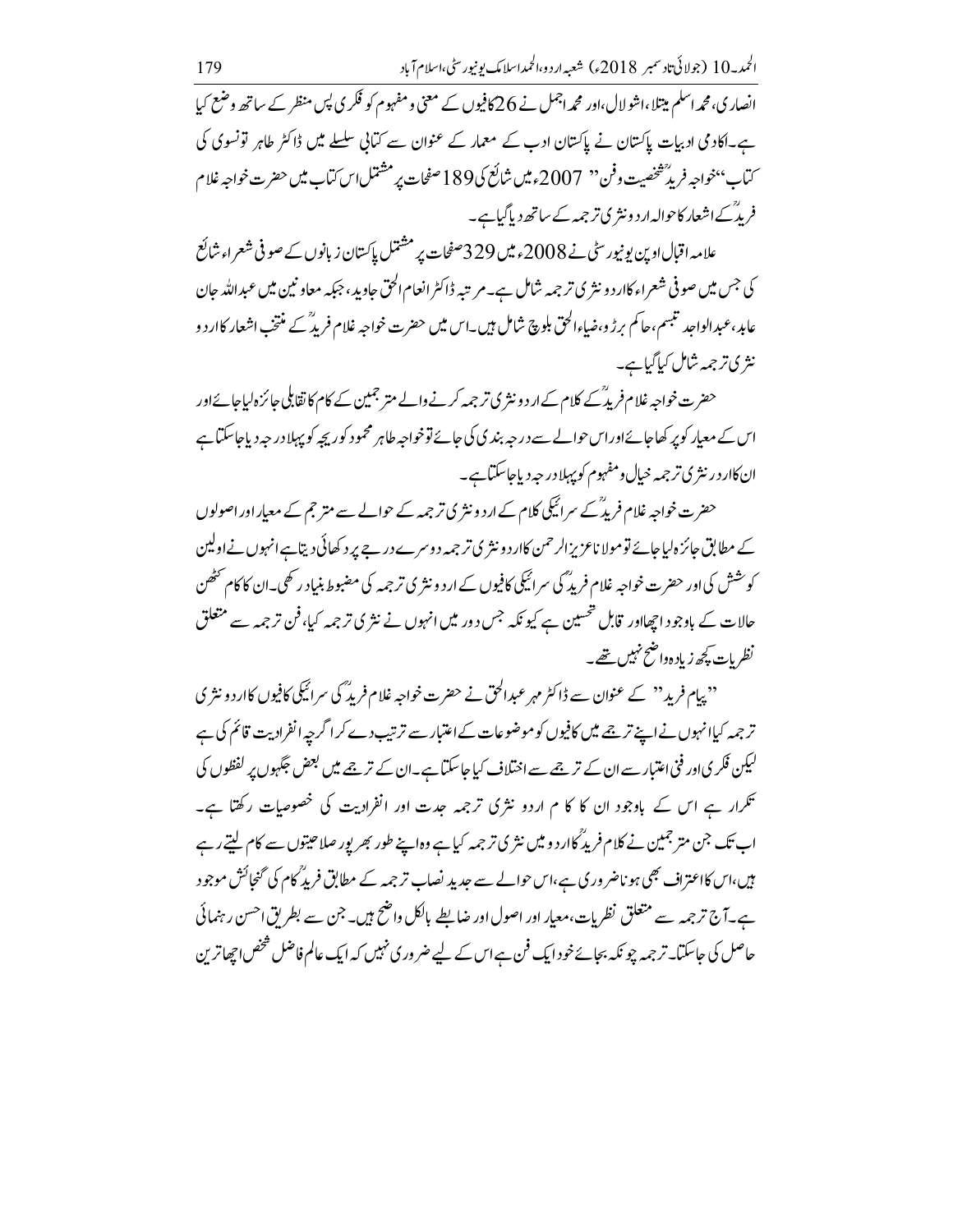انصاری، محمد اسلم بیتلا، اشو لال، اور محمد اجمل نے 26 کافیوں کے معنی و مفہوم کو فکری پس منظر کے ساتھ وضع کیا ہے۔ اکادمی ادبیات پاکستان نے پاکستان ادب کے معمار کے عنوان سے کتابی سلسلے میں ڈاکٹر طاہر تونسوی کی کتاب "خواجہ فریدؒ شخصیت و فن" 2007ء میں شائع کی 189 صفحات پر مشتمل اس کتاب میں حضرت خواجہ غلام فریدؒ کے اشعار کا حوالہ اردو نثری ترجمہ کے ساتھ دیا گیا ہے۔

علامہ اقبال اوپن یونیورسٹی نے 2008ء میں 329 صفحات پر مشتمل پاکستان زبانوں کے صوفی شعراء شائع کی جس میں صوفی شعراء کا اردو نثری ترجمہ شامل ہے۔ مرتبہ ڈاکٹر انعام الحق جاوید، جبکہ معاونین میں عبداللہ جان عابد، عبدالواجد تبسم، حاکم برڑو، ضیاء الحق بلوچ شامل ہیں۔ اس میں حضرت خواجہ غلام فریدؒ کے منتخب اشعار کا اردو نثری ترجمہ شامل کیا گیا ہے۔

حضرت خواجہ غلام فریدؒ کے کلام کے اردو نثری ترجمہ کرنے والے مترجمین کے کام کا تقابلی جائزہ لیا جائے اور اس کے معیار کو پرکھا جائے اور اس حوالے سے درجہ بندی کی جائے تو خواجہ طاہر محمود کوریجہ کو پہلا درجہ دیا جا سکتا ہے ان کا اردو نثری ترجمہ خیال و مفہوم کو پہلا درجہ دیا جا سکتا ہے۔

حضرت خواجہ غلام فریدؒ کے سرائیکی کلام کے اردو نثری ترجمہ کے حوالے سے مترجم کے معیار اور اصولوں کے مطابق جائزہ لیا جائے تو مولانا عزیز الرحمن کا اردو نثری ترجمہ دوسرے درجے پر دکھائی دیتا ہے انہوں نے اولین کوشش کی اور حضرت خواجہ غلام فریدؒ کی سرائیکی کافیوں کے اردو نثری ترجمہ کی مضبوط بنیاد رکھی۔ ان کا کام کٹھن حالات کے باوجود اچھا اور قابل تحسین ہے کیونکہ جس دور میں انہوں نے نثری ترجمہ کیا، فن ترجمہ سے متعلق نظریات کچھ زیادہ واضح نہیں تھے۔

"پیام فرید" کے عنوان سے ڈاکٹر مہر عبدالحق نے حضرت خواجہ غلام فریدؒ کی سرائیکی کافیوں کا اردو نثری ترجمہ کیا انہوں نے اپنے ترجمے میں کافیوں کو موضوعات کے اعتبار سے ترتیب دے کر اگرچہ انفرادیت قائم کی ہے لیکن فکری اور فنی اعتبار سے ان کے ترجمے سے اختلاف کیا جا سکتا ہے۔ ان کے ترجمے میں بعض جگہوں پر لفظوں کی تکرار ہے اس کے باوجود ان کا کام اردو نثری ترجمہ جدت اور انفرادیت کی خصوصیات رکھتا ہے۔ اب تک جن مترجمین نے کلام فریدؒ کا اردو میں نثری ترجمہ کیا ہے وہ اپنے طور بھر پور صلاحیتوں سے کام لیتے رہے ہیں، اس کا اعتراف بھی ہو نا ضروری ہے، اس حوالے سے جدید نصاب ترجمہ کے مطابق فریدؒ کام کی گنجائش موجود ہے۔ آج ترجمہ سے متعلق نظریات، معیار اور اصول اور ضابطے بالکل واضح ہیں۔ جن سے بطریق احسن رہنمائی حاصل کی جا سکتا۔ ترجمہ چونکہ بجائے خود ایک فن ہے اس کے لیے ضروری نہیں کہ ایک عالم فاضل شخص اچھا ترین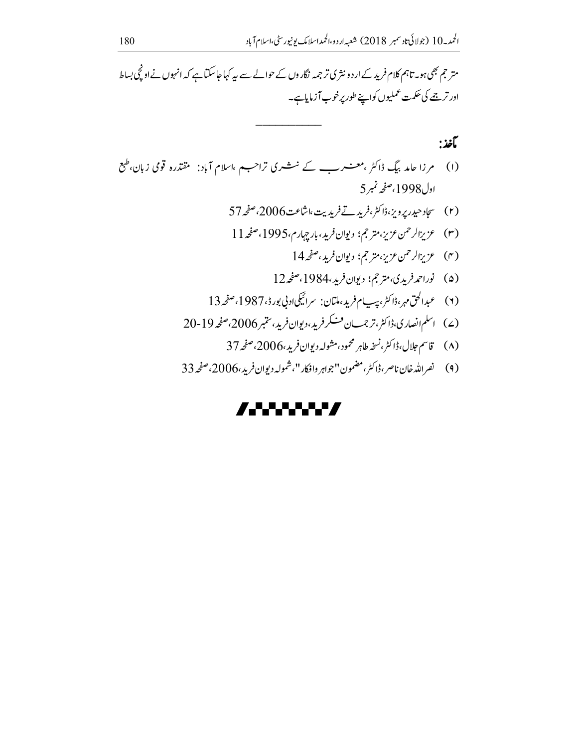مترجم بھی ہو۔ تاہم کلامِ فرید کے اردو نثری ترجمہ نگاروں کے حوالے سے یہ کہا جا سکتا ہے کہ انہوں نے اونچی بساط اور ترجمے کی حکمتِ عملیوں کو اپنے طور پر خوب آزمایا ہے۔

---

## مآخذ:

(۱) مرزا حامد بیگ ڈاکٹر، مغرب کے نثری تراجم، اسلام آباد: مقتدرہ قومی زبان، طبع اول 1998، صفحہ نمبر 5

(۲) سجاد حیدر پرویز، ڈاکٹر، فرید تے فریدیت، اشاعت 2006، صفحہ 57

(۳) عزیز الرحمن عزیز، مترجم؛ دیوان فرید، بار چہارم، 1995، صفحہ 11

(۴) عزیز الرحمن عزیز، مترجم؛ دیوان فرید، صفحہ 14

(۵) نور احمد فریدی، مترجم؛ دیوان فرید، 1984، صفحہ 12

(۶) عبدالحق مہر، ڈاکٹر، پیامِ فرید، ملتان: سرائیکی ادبی بورڈ، 1987، صفحہ 13

(۷) اسلم انصاری، ڈاکٹر، ترجمانِ فکرِ فرید، دیوان فرید، ستمبر 2006، صفحہ 19-20

(۸) قاسم جلال، ڈاکٹر، نسخہ طاہر محمود، مشمولہ دیوان فرید، 2006، صفحہ 37

(۹) نصر اللہ خان ناصر، ڈاکٹر، مضمون "جواہر وافکار"، شمولہ دیوان فرید، 2006، صفحہ 33